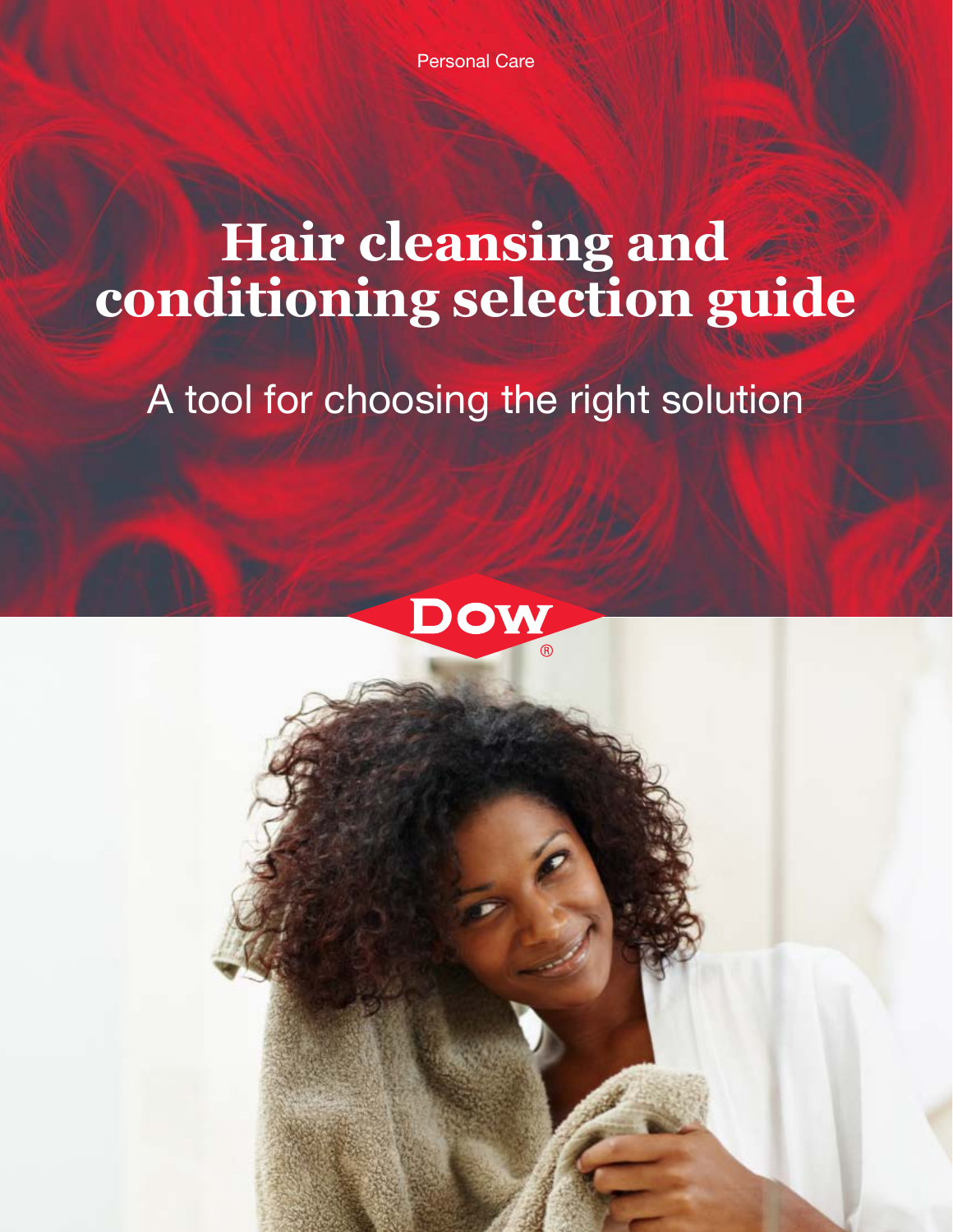Personal Care

# Hair cleansing and conditioning selection guide

## A tool for choosing the right solution

DOW®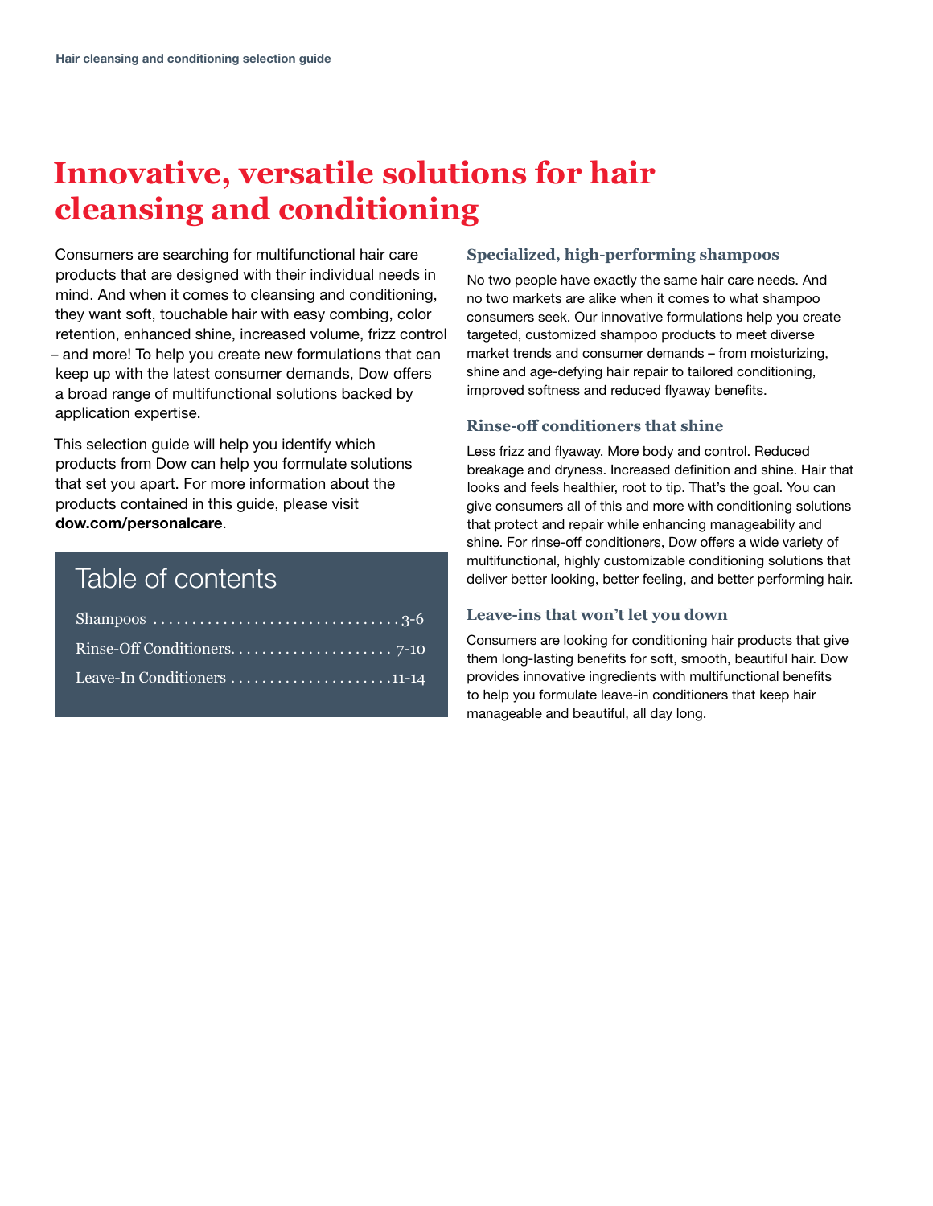# Innovative, versatile solutions for hair cleansing and conditioning

Consumers are searching for multifunctional hair care products that are designed with their individual needs in mind. And when it comes to cleansing and conditioning, they want soft, touchable hair with easy combing, color retention, enhanced shine, increased volume, frizz control – and more! To help you create new formulations that can keep up with the latest consumer demands, Dow offers a broad range of multifunctional solutions backed by application expertise.

This selection guide will help you identify which products from Dow can help you formulate solutions that set you apart. For more information about the products contained in this guide, please visit **dow.com/personalcare**.

## Table of contents

| | |
|---|---|
| Shampoos | 3-6 |
| Rinse-Off Conditioners | 7-10 |
| Leave-In Conditioners | 11-14 |

### Specialized, high-performing shampoos

No two people have exactly the same hair care needs. And no two markets are alike when it comes to what shampoo consumers seek. Our innovative formulations help you create targeted, customized shampoo products to meet diverse market trends and consumer demands – from moisturizing, shine and age-defying hair repair to tailored conditioning, improved softness and reduced flyaway benefits.

### Rinse-off conditioners that shine

Less frizz and flyaway. More body and control. Reduced breakage and dryness. Increased definition and shine. Hair that looks and feels healthier, root to tip. That's the goal. You can give consumers all of this and more with conditioning solutions that protect and repair while enhancing manageability and shine. For rinse-off conditioners, Dow offers a wide variety of multifunctional, highly customizable conditioning solutions that deliver better looking, better feeling, and better performing hair.

### Leave-ins that won't let you down

Consumers are looking for conditioning hair products that give them long-lasting benefits for soft, smooth, beautiful hair. Dow provides innovative ingredients with multifunctional benefits to help you formulate leave-in conditioners that keep hair manageable and beautiful, all day long.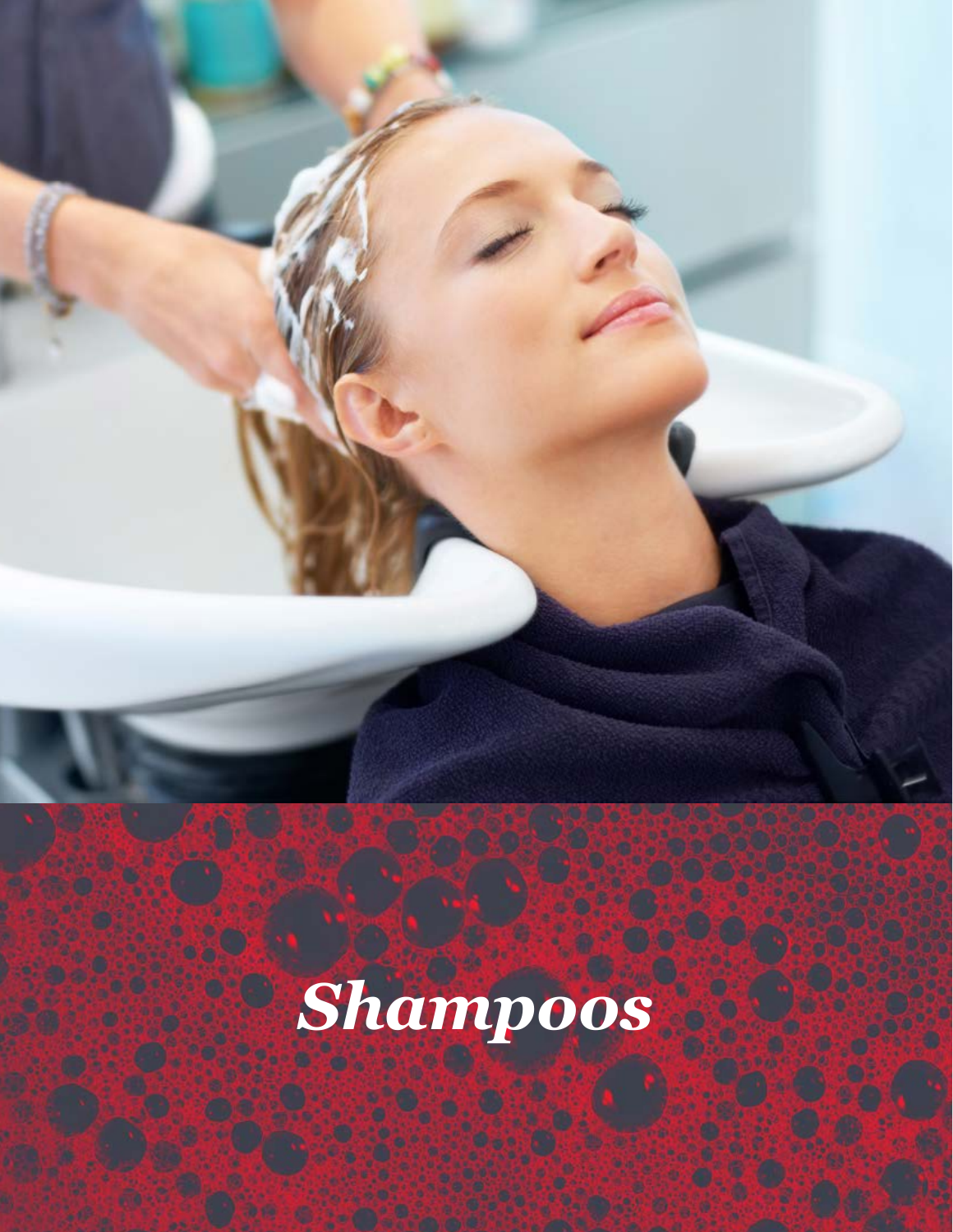# *Shampoos*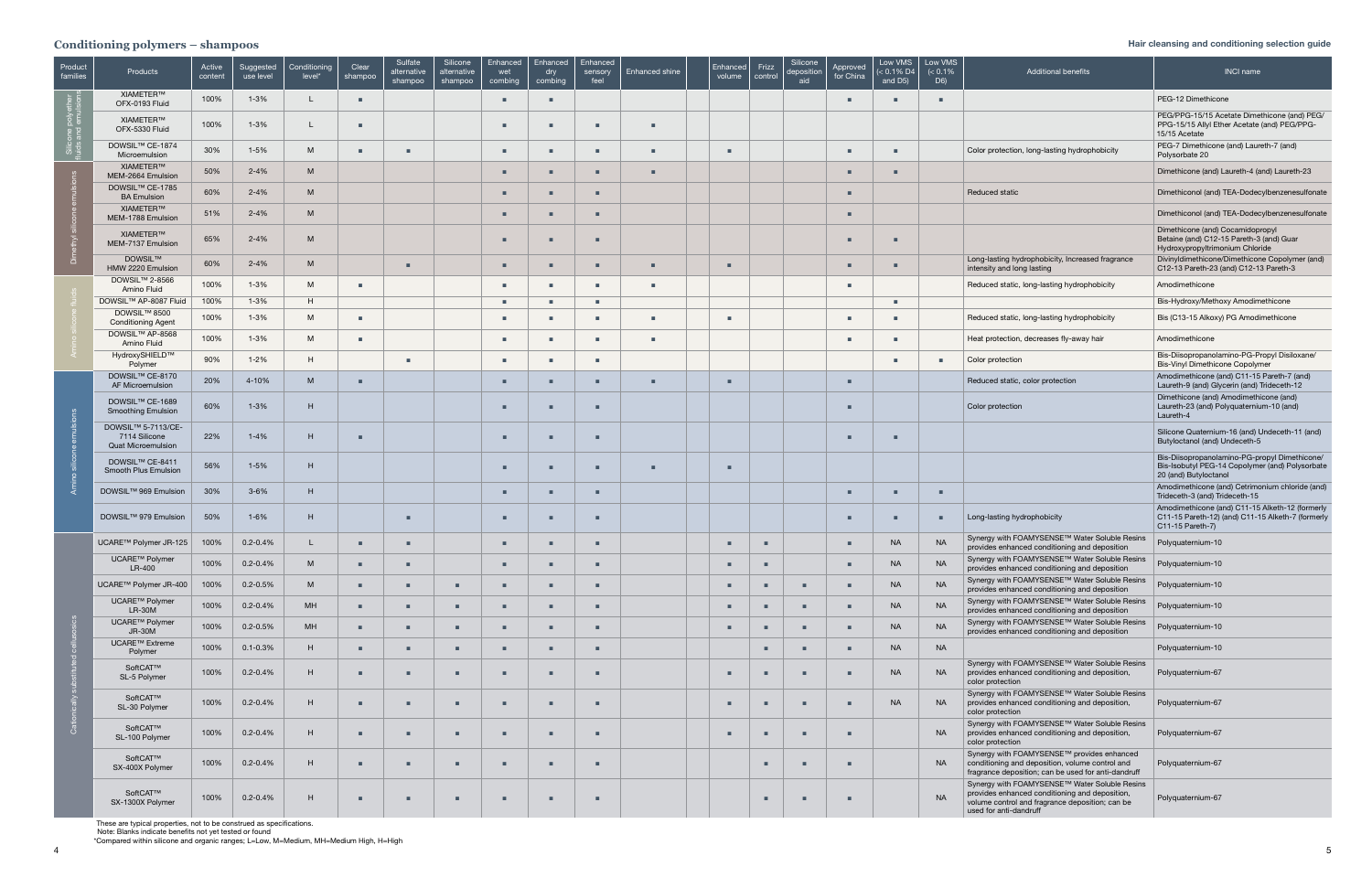## Conditioning polymers – shampoos

| Product families | Products | Active content | Suggested use level | Conditioning level* | Clear shampoo | Sulfate alternative shampoo | Silicone alternative shampoo | Enhanced wet combing | Enhanced dry combing | Enhanced sensory feel | Enhanced shine | Enhanced volume | Frizz control | Silicone deposition aid | Approved for China | Low VMS (< 0.1% D4 and D5) | Low VMS (< 0.1% D6) | Additional benefits | INCI name |
|---|---|---|---|---|---|---|---|---|---|---|---|---|---|---|---|---|---|---|---|
| Silicone polyether fluids and emulsions | XIAMETER™ OFX-0193 Fluid | 100% | 1-3% | L | ■ | | | ■ | ■ | | | | | | ■ | ■ | ■ | | PEG-12 Dimethicone |
| | XIAMETER™ OFX-5330 Fluid | 100% | 1-3% | L | ■ | | | ■ | ■ | ■ | ■ | | | | | | | | PEG/PPG-15/15 Acetate Dimethicone (and) PEG/PPG-15/15 Allyl Ether Acetate (and) PEG/PPG-15/15 Acetate |
| | DOWSIL™ CE-1874 Microemulsion | 30% | 1-5% | M | ■ | ■ | | ■ | ■ | ■ | ■ | ■ | | | ■ | ■ | | Color protection, long-lasting hydrophobicity | PEG-7 Dimethicone (and) Laureth-7 (and) Polysorbate 20 |
| Dimethyl silicone emulsions | XIAMETER™ MEM-2664 Emulsion | 50% | 2-4% | M | | | | ■ | ■ | ■ | ■ | | | | ■ | ■ | | | Dimethicone (and) Laureth-4 (and) Laureth-23 |
| | DOWSIL™ CE-1785 BA Emulsion | 60% | 2-4% | M | | | | ■ | ■ | ■ | | | | | ■ | | | Reduced static | Dimethiconol (and) TEA-Dodecylbenzenesulfonate |
| | XIAMETER™ MEM-1788 Emulsion | 51% | 2-4% | M | | | | ■ | ■ | ■ | | | | | ■ | | | | Dimethiconol (and) TEA-Dodecylbenzenesulfonate |
| | XIAMETER™ MEM-7137 Emulsion | 65% | 2-4% | M | | | | ■ | ■ | ■ | | | | | ■ | ■ | | | Dimethicone (and) Cocamidopropyl Betaine (and) C12-15 Pareth-3 (and) Guar Hydroxypropyltrimonium Chloride |
| | DOWSIL™ HMW 2220 Emulsion | 60% | 2-4% | M | | ■ | | ■ | ■ | ■ | ■ | ■ | | | ■ | ■ | | Long-lasting hydrophobicity, Increased fragrance intensity and long lasting | Divinyldimethicone/Dimethicone Copolymer (and) C12-13 Pareth-23 (and) C12-13 Pareth-3 |
| Amino silicone fluids | DOWSIL™ 2-8566 Amino Fluid | 100% | 1-3% | M | ■ | | | ■ | ■ | ■ | ■ | | | | ■ | | | Reduced static, long-lasting hydrophobicity | Amodimethicone |
| | DOWSIL™ AP-8087 Fluid | 100% | 1-3% | H | | | | ■ | ■ | ■ | | | | | | ■ | | | Bis-Hydroxy/Methoxy Amodimethicone |
| | DOWSIL™ 8500 Conditioning Agent | 100% | 1-3% | M | ■ | | | ■ | ■ | ■ | ■ | ■ | | | ■ | ■ | | Reduced static, long-lasting hydrophobicity | Bis (C13-15 Alkoxy) PG Amodimethicone |
| | DOWSIL™ AP-8568 Amino Fluid | 100% | 1-3% | M | ■ | | | ■ | ■ | ■ | ■ | | | | ■ | ■ | | Heat protection, decreases fly-away hair | Amodimethicone |
| | HydroxySHIELD™ Polymer | 90% | 1-2% | H | | ■ | | ■ | ■ | ■ | | | | | | ■ | ■ | Color protection | Bis-Diisopropanolamino-PG-Propyl Disiloxane/ Bis-Vinyl Dimethicone Copolymer |
| Amino silicone emulsions | DOWSIL™ CE-8170 AF Microemulsion | 20% | 4-10% | M | ■ | | | ■ | ■ | ■ | ■ | ■ | | | ■ | | | Reduced static, color protection | Amodimethicone (and) C11-15 Pareth-7 (and) Laureth-9 (and) Glycerin (and) Trideceth-12 |
| | DOWSIL™ CE-1689 Smoothing Emulsion | 60% | 1-3% | H | | | | ■ | ■ | ■ | | | | | ■ | | | Color protection | Dimethicone (and) Amodimethicone (and) Laureth-23 (and) Polyquaternium-10 (and) Laureth-4 |
| | DOWSIL™ 5-7113/CE-7114 Silicone Quat Microemulsion | 22% | 1-4% | H | ■ | | | ■ | ■ | ■ | | | | | ■ | ■ | | | Silicone Quaternium-16 (and) Undeceth-11 (and) Butyloctanol (and) Undeceth-5 |
| | DOWSIL™ CE-8411 Smooth Plus Emulsion | 56% | 1-5% | H | | | | ■ | ■ | ■ | ■ | ■ | | | | | | | Bis-Diisopropanolamino-PG-propyl Dimethicone/ Bis-Isobutyl PEG-14 Copolymer (and) Polysorbate 20 (and) Butyloctanol |
| | DOWSIL™ 969 Emulsion | 30% | 3-6% | H | | | | ■ | ■ | ■ | | | | | ■ | ■ | ■ | | Amodimethicone (and) Cetrimonium chloride (and) Trideceth-3 (and) Trideceth-15 |
| | DOWSIL™ 979 Emulsion | 50% | 1-6% | H | | ■ | | ■ | ■ | ■ | | | | | ■ | ■ | ■ | Long-lasting hydrophobicity | Amodimethicone (and) C11-15 Alketh-12 (formerly C11-15 Pareth-12) (and) C11-15 Alketh-7 (formerly C11-15 Pareth-7) |
| Cationically substituted cellulosics | UCARE™ Polymer JR-125 | 100% | 0.2-0.4% | L | ■ | ■ | | ■ | ■ | ■ | | ■ | ■ | | ■ | NA | NA | Synergy with FOAMYSENSE™ Water Soluble Resins provides enhanced conditioning and deposition | Polyquaternium-10 |
| | UCARE™ Polymer LR-400 | 100% | 0.2-0.4% | M | ■ | ■ | | ■ | ■ | ■ | | ■ | ■ | | ■ | NA | NA | Synergy with FOAMYSENSE™ Water Soluble Resins provides enhanced conditioning and deposition | Polyquaternium-10 |
| | UCARE™ Polymer JR-400 | 100% | 0.2-0.5% | M | ■ | ■ | ■ | ■ | ■ | ■ | | ■ | ■ | ■ | ■ | NA | NA | Synergy with FOAMYSENSE™ Water Soluble Resins provides enhanced conditioning and deposition | Polyquaternium-10 |
| | UCARE™ Polymer LR-30M | 100% | 0.2-0.4% | MH | ■ | ■ | ■ | ■ | ■ | ■ | | ■ | ■ | ■ | ■ | NA | NA | Synergy with FOAMYSENSE™ Water Soluble Resins provides enhanced conditioning and deposition | Polyquaternium-10 |
| | UCARE™ Polymer JR-30M | 100% | 0.2-0.5% | MH | ■ | ■ | ■ | ■ | ■ | ■ | | ■ | ■ | ■ | ■ | NA | NA | Synergy with FOAMYSENSE™ Water Soluble Resins provides enhanced conditioning and deposition | Polyquaternium-10 |
| | UCARE™ Extreme Polymer | 100% | 0.1-0.3% | H | ■ | ■ | ■ | ■ | ■ | ■ | | | ■ | ■ | ■ | NA | NA | | Polyquaternium-10 |
| | SoftCAT™ SL-5 Polymer | 100% | 0.2-0.4% | H | ■ | ■ | ■ | ■ | ■ | ■ | | ■ | ■ | ■ | ■ | NA | NA | Synergy with FOAMYSENSE™ Water Soluble Resins provides enhanced conditioning and deposition, color protection | Polyquaternium-67 |
| | SoftCAT™ SL-30 Polymer | 100% | 0.2-0.4% | H | ■ | ■ | ■ | ■ | ■ | ■ | | ■ | ■ | ■ | ■ | NA | NA | Synergy with FOAMYSENSE™ Water Soluble Resins provides enhanced conditioning and deposition, color protection | Polyquaternium-67 |
| | SoftCAT™ SL-100 Polymer | 100% | 0.2-0.4% | H | ■ | ■ | ■ | ■ | ■ | ■ | | ■ | ■ | ■ | ■ | | NA | Synergy with FOAMYSENSE™ Water Soluble Resins provides enhanced conditioning and deposition, color protection | Polyquaternium-67 |
| | SoftCAT™ SX-400X Polymer | 100% | 0.2-0.4% | H | ■ | ■ | ■ | ■ | ■ | ■ | | | ■ | ■ | ■ | | NA | Synergy with FOAMYSENSE™ provides enhanced conditioning and deposition, volume control and fragrance deposition; can be used for anti-dandruff | Polyquaternium-67 |
| | SoftCAT™ SX-1300X Polymer | 100% | 0.2-0.4% | H | ■ | ■ | ■ | ■ | ■ | ■ | | | ■ | ■ | ■ | | NA | Synergy with FOAMYSENSE™ Water Soluble Resins provides enhanced conditioning and deposition, volume control and fragrance deposition; can be used for anti-dandruff | Polyquaternium-67 |

These are typical properties, not to be construed as specifications.
Note: Blanks indicate benefits not yet tested or found
*Compared within silicone and organic ranges; L=Low, M=Medium, MH=Medium High, H=High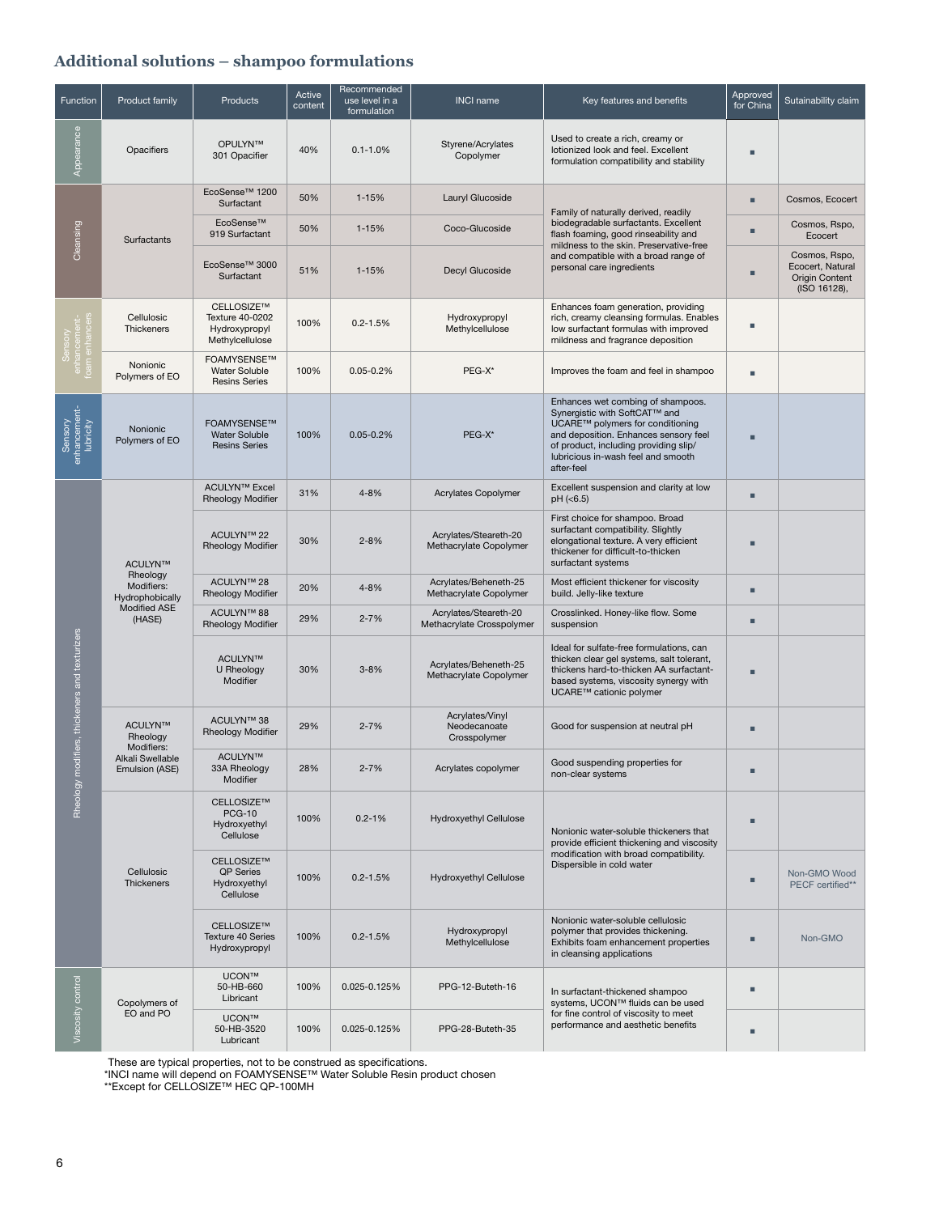## Additional solutions – shampoo formulations

| Function | Product family | Products | Active content | Recommended use level in a formulation | INCI name | Key features and benefits | Approved for China | Sutainability claim |
|---|---|---|---|---|---|---|---|---|
| Appearance | Opacifiers | OPULYN™ 301 Opacifier | 40% | 0.1-1.0% | Styrene/Acrylates Copolymer | Used to create a rich, creamy or lotionized look and feel. Excellent formulation compatibility and stability | ▪ | |
| Cleansing | Surfactants | EcoSense™ 1200 Surfactant | 50% | 1-15% | Lauryl Glucoside | Family of naturally derived, readily biodegradable surfactants. Excellent flash foaming, good rinseability and mildness to the skin. Preservative-free and compatible with a broad range of personal care ingredients | ▪ | Cosmos, Ecocert |
| | | EcoSense™ 919 Surfactant | 50% | 1-15% | Coco-Glucoside | | ▪ | Cosmos, Rspo, Ecocert |
| | | EcoSense™ 3000 Surfactant | 51% | 1-15% | Decyl Glucoside | | ▪ | Cosmos, Rspo, Ecocert, Natural Origin Content (ISO 16128), |
| Sensory enhancement-foam enhancers | Cellulosic Thickeners | CELLOSIZE™ Texture 40-0202 Hydroxypropyl Methylcellulose | 100% | 0.2-1.5% | Hydroxypropyl Methylcellulose | Enhances foam generation, providing rich, creamy cleansing formulas. Enables low surfactant formulas with improved mildness and fragrance deposition | ▪ | |
| | Nonionic Polymers of EO | FOAMYSENSE™ Water Soluble Resins Series | 100% | 0.05-0.2% | PEG-X* | Improves the foam and feel in shampoo | ▪ | |
| Sensory enhancement-lubricity | Nonionic Polymers of EO | FOAMYSENSE™ Water Soluble Resins Series | 100% | 0.05-0.2% | PEG-X* | Enhances wet combing of shampoos. Synergistic with SoftCAT™ and UCARE™ polymers for conditioning and deposition. Enhances sensory feel of product, including providing slip/ lubricious in-wash feel and smooth after-feel | ▪ | |
| Rheology modifiers, thickeners and texturizers | ACULYN™ Rheology Modifiers: Hydrophobically Modified ASE (HASE) | ACULYN™ Excel Rheology Modifier | 31% | 4-8% | Acrylates Copolymer | Excellent suspension and clarity at low pH (<6.5) | ▪ | |
| | | ACULYN™ 22 Rheology Modifier | 30% | 2-8% | Acrylates/Steareth-20 Methacrylate Copolymer | First choice for shampoo. Broad surfactant compatibility. Slightly elongational texture. A very efficient thickener for difficult-to-thicken surfactant systems | ▪ | |
| | | ACULYN™ 28 Rheology Modifier | 20% | 4-8% | Acrylates/Beheneth-25 Methacrylate Copolymer | Most efficient thickener for viscosity build. Jelly-like texture | ▪ | |
| | | ACULYN™ 88 Rheology Modifier | 29% | 2-7% | Acrylates/Steareth-20 Methacrylate Crosspolymer | Crosslinked. Honey-like flow. Some suspension | ▪ | |
| | | ACULYN™ U Rheology Modifier | 30% | 3-8% | Acrylates/Beheneth-25 Methacrylate Copolymer | Ideal for sulfate-free formulations, can thicken clear gel systems, salt tolerant, thickens hard-to-thicken AA surfactant-based systems, viscosity synergy with UCARE™ cationic polymer | ▪ | |
| | ACULYN™ Rheology Modifiers: Alkali Swellable Emulsion (ASE) | ACULYN™ 38 Rheology Modifier | 29% | 2-7% | Acrylates/Vinyl Neodecanoate Crosspolymer | Good for suspension at neutral pH | ▪ | |
| | | ACULYN™ 33A Rheology Modifier | 28% | 2-7% | Acrylates copolymer | Good suspending properties for non-clear systems | ▪ | |
| | Cellulosic Thickeners | CELLOSIZE™ PCG-10 Hydroxyethyl Cellulose | 100% | 0.2-1% | Hydroxyethyl Cellulose | Nonionic water-soluble thickeners that provide efficient thickening and viscosity modification with broad compatibility. Dispersible in cold water | ▪ | |
| | | CELLOSIZE™ QP Series Hydroxyethyl Cellulose | 100% | 0.2-1.5% | Hydroxyethyl Cellulose | | ▪ | Non-GMO Wood PECF certified** |
| | | CELLOSIZE™ Texture 40 Series Hydroxypropyl | 100% | 0.2-1.5% | Hydroxypropyl Methylcellulose | Nonionic water-soluble cellulosic polymer that provides thickening. Exhibits foam enhancement properties in cleansing applications | ▪ | Non-GMO |
| Viscosity control | Copolymers of EO and PO | UCON™ 50-HB-660 Lubricant | 100% | 0.025-0.125% | PPG-12-Buteth-16 | In surfactant-thickened shampoo systems, UCON™ fluids can be used for fine control of viscosity to meet performance and aesthetic benefits | ▪ | |
| | | UCON™ 50-HB-3520 Lubricant | 100% | 0.025-0.125% | PPG-28-Buteth-35 | | ▪ | |

These are typical properties, not to be construed as specifications.
*INCI name will depend on FOAMYSENSE™ Water Soluble Resin product chosen
**Except for CELLOSIZE™ HEC QP-100MH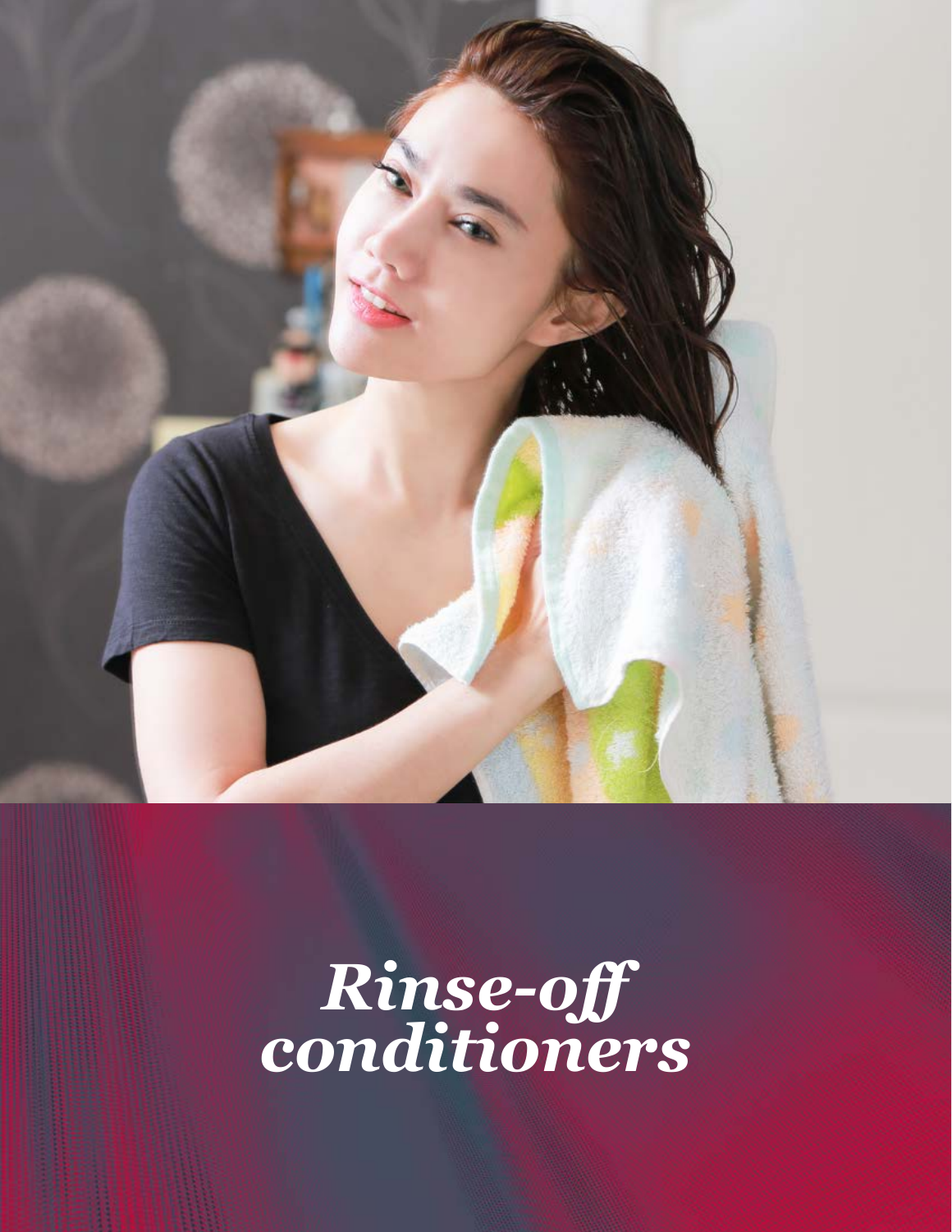# *Rinse-off conditioners*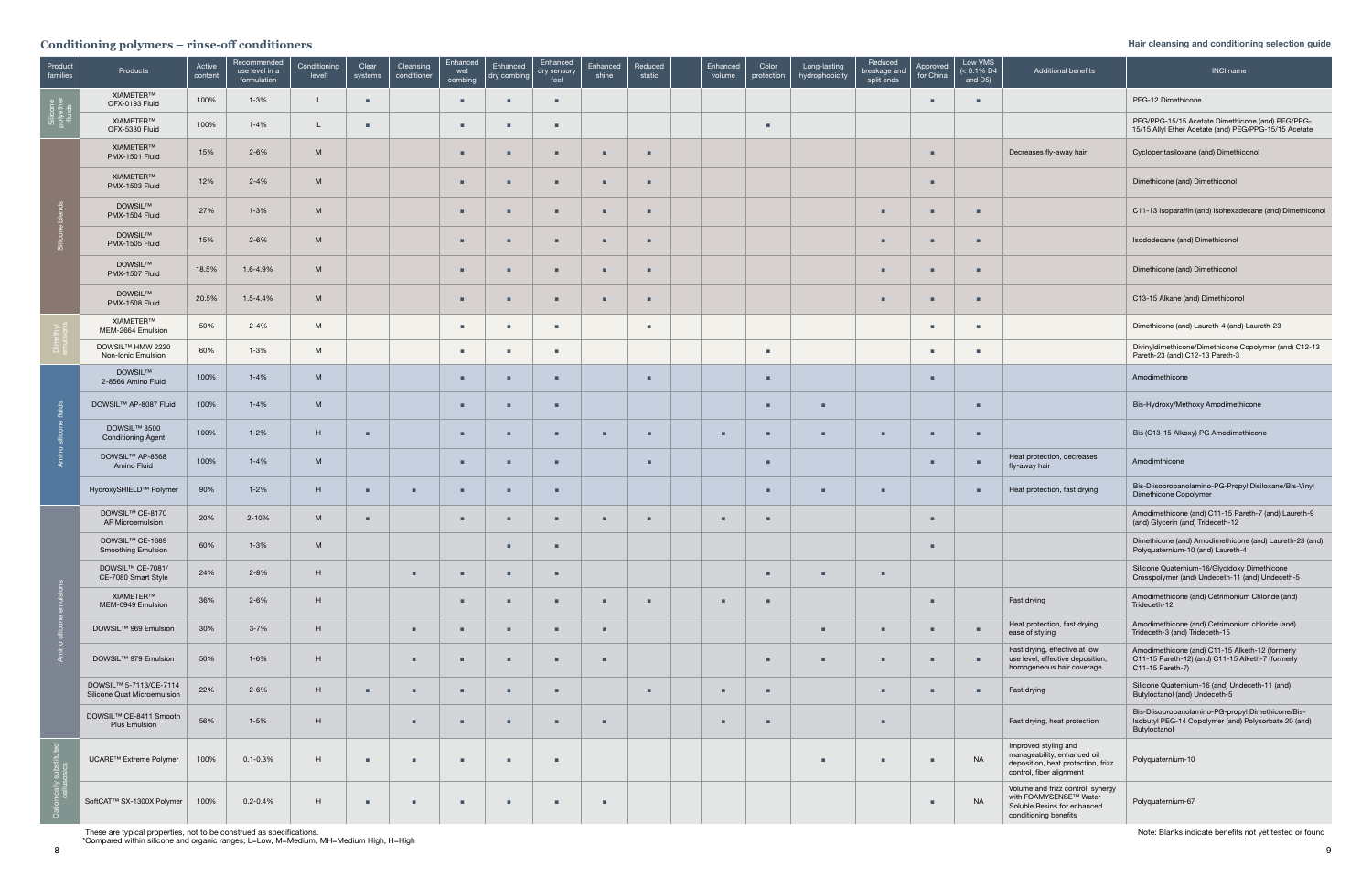## Conditioning polymers – rinse-off conditioners

| Product families | Products | Active content | Recommended use level in a formulation | Conditioning level* | Clear systems | Cleansing conditioner | Enhanced wet combing | Enhanced dry combing | Enhanced dry sensory feel | Enhanced shine | Reduced static | Enhanced volume | Color protection | Long-lasting hydrophobicity | Reduced breakage and split ends | Approved for China | Low VMS (< 0.1% D4 and D5) | Additional benefits | INCI name |
|---|---|---|---|---|---|---|---|---|---|---|---|---|---|---|---|---|---|---|---|
| Silicone polyether fluids | XIAMETER™ OFX-0193 Fluid | 100% | 1-3% | L | ■ | | ■ | ■ | ■ | | | | | | | ■ | ■ | | PEG-12 Dimethicone |
| | XIAMETER™ OFX-5330 Fluid | 100% | 1-4% | L | ■ | | ■ | ■ | ■ | | | | ■ | | | | | | PEG/PPG-15/15 Acetate Dimethicone (and) PEG/PPG-15/15 Allyl Ether Acetate (and) PEG/PPG-15/15 Acetate |
| Silicone blends | XIAMETER™ PMX-1501 Fluid | 15% | 2-6% | M | | | ■ | ■ | ■ | ■ | ■ | | | | | ■ | | Decreases fly-away hair | Cyclopentasiloxane (and) Dimethiconol |
| | XIAMETER™ PMX-1503 Fluid | 12% | 2-4% | M | | | ■ | ■ | ■ | ■ | ■ | | | | | ■ | | | Dimethicone (and) Dimethiconol |
| | DOWSIL™ PMX-1504 Fluid | 27% | 1-3% | M | | | ■ | ■ | ■ | ■ | ■ | | | | ■ | ■ | ■ | | C11-13 Isoparaffin (and) Isohexadecane (and) Dimethiconol |
| | DOWSIL™ PMX-1505 Fluid | 15% | 2-6% | M | | | ■ | ■ | ■ | ■ | ■ | | | | ■ | ■ | ■ | | Isododecane (and) Dimethiconol |
| | DOWSIL™ PMX-1507 Fluid | 18.5% | 1.6-4.9% | M | | | ■ | ■ | ■ | ■ | ■ | | | | ■ | ■ | ■ | | Dimethicone (and) Dimethiconol |
| | DOWSIL™ PMX-1508 Fluid | 20.5% | 1.5-4.4% | M | | | ■ | ■ | ■ | ■ | ■ | | | | ■ | ■ | ■ | | C13-15 Alkane (and) Dimethiconol |
| Dimethyl emulsions | XIAMETER™ MEM-2664 Emulsion | 50% | 2-4% | M | | | ■ | ■ | ■ | | ■ | | | | | ■ | ■ | | Dimethicone (and) Laureth-4 (and) Laureth-23 |
| | DOWSIL™ HMW 2220 Non-Ionic Emulsion | 60% | 1-3% | M | | | ■ | ■ | ■ | | | | ■ | | | ■ | ■ | | Divinyldimethicone/Dimethicone Copolymer (and) C12-13 Pareth-23 (and) C12-13 Pareth-3 |
| Amino silicone fluids | DOWSIL™ 2-8566 Amino Fluid | 100% | 1-4% | M | | | ■ | ■ | ■ | | ■ | | ■ | | | ■ | | | Amodimethicone |
| | DOWSIL™ AP-8087 Fluid | 100% | 1-4% | M | | | ■ | ■ | ■ | | | | ■ | ■ | | | ■ | | Bis-Hydroxy/Methoxy Amodimethicone |
| | DOWSIL™ 8500 Conditioning Agent | 100% | 1-2% | H | ■ | | ■ | ■ | ■ | ■ | ■ | ■ | ■ | ■ | ■ | ■ | ■ | | Bis (C13-15 Alkoxy) PG Amodimethicone |
| | DOWSIL™ AP-8568 Amino Fluid | 100% | 1-4% | M | | | ■ | ■ | ■ | | ■ | | ■ | | | ■ | ■ | Heat protection, decreases fly-away hair | Amodimthicone |
| | HydroxySHIELD™ Polymer | 90% | 1-2% | H | ■ | ■ | ■ | ■ | ■ | | | | ■ | ■ | ■ | | ■ | Heat protection, fast drying | Bis-Diisopropanolamino-PG-Propyl Disiloxane/Bis-Vinyl Dimethicone Copolymer |
| Amino silicone emulsions | DOWSIL™ CE-8170 AF Microemulsion | 20% | 2-10% | M | ■ | | ■ | ■ | ■ | ■ | ■ | ■ | ■ | | | ■ | | | Amodimethicone (and) C11-15 Pareth-7 (and) Laureth-9 (and) Glycerin (and) Trideceth-12 |
| | DOWSIL™ CE-1689 Smoothing Emulsion | 60% | 1-3% | M | | | | ■ | ■ | | | | | | | ■ | | | Dimethicone (and) Amodimethicone (and) Laureth-23 (and) Polyquaternium-10 (and) Laureth-4 |
| | DOWSIL™ CE-7081/ CE-7080 Smart Style | 24% | 2-8% | H | | ■ | ■ | ■ | ■ | | | | ■ | ■ | ■ | | | | Silicone Quaternium-16/Glycidoxy Dimethicone Crosspolymer (and) Undeceth-11 (and) Undeceth-5 |
| | XIAMETER™ MEM-0949 Emulsion | 36% | 2-6% | H | | | ■ | ■ | ■ | ■ | ■ | ■ | ■ | | | ■ | | Fast drying | Amodimethicone (and) Cetrimonium Chloride (and) Trideceth-12 |
| | DOWSIL™ 969 Emulsion | 30% | 3-7% | H | | ■ | ■ | ■ | ■ | ■ | | | | ■ | ■ | ■ | ■ | Heat protection, fast drying, ease of styling | Amodimethicone (and) Cetrimonium chloride (and) Trideceth-3 (and) Trideceth-15 |
| | DOWSIL™ 979 Emulsion | 50% | 1-6% | H | | ■ | ■ | ■ | ■ | ■ | | | ■ | ■ | ■ | ■ | ■ | Fast drying, effective at low use level, effective deposition, homogeneous hair coverage | Amodimethicone (and) C11-15 Alketh-12 (formerly C11-15 Pareth-12) (and) C11-15 Alketh-7 (formerly C11-15 Pareth-7) |
| | DOWSIL™ 5-7113/CE-7114 Silicone Quat Microemulsion | 22% | 2-6% | H | ■ | ■ | ■ | ■ | ■ | | ■ | ■ | ■ | | ■ | ■ | ■ | Fast drying | Silicone Quaternium-16 (and) Undeceth-11 (and) Butyloctanol (and) Undeceth-5 |
| | DOWSIL™ CE-8411 Smooth Plus Emulsion | 56% | 1-5% | H | | ■ | ■ | ■ | ■ | ■ | | ■ | ■ | | ■ | | | Fast drying, heat protection | Bis-Diisopropanolamino-PG-propyl Dimethicone/Bis-Isobutyl PEG-14 Copolymer (and) Polysorbate 20 (and) Butyloctanol |
| Cationically substituted celluloses | UCARE™ Extreme Polymer | 100% | 0.1-0.3% | H | ■ | ■ | ■ | ■ | ■ | | | | | ■ | ■ | ■ | NA | Improved styling and manageability, enhanced oil deposition, heat protection, frizz control, fiber alignment | Polyquaternium-10 |
| | SoftCAT™ SX-1300X Polymer | 100% | 0.2-0.4% | H | ■ | ■ | ■ | ■ | ■ | ■ | | | | | | ■ | NA | Volume and frizz control, synergy with FOAMYSENSE™ Water Soluble Resins for enhanced conditioning benefits | Polyquaternium-67 |

These are typical properties, not to be construed as specifications.
*Compared within silicone and organic ranges; L=Low, M=Medium, MH=Medium High, H=High

Note: Blanks indicate benefits not yet tested or found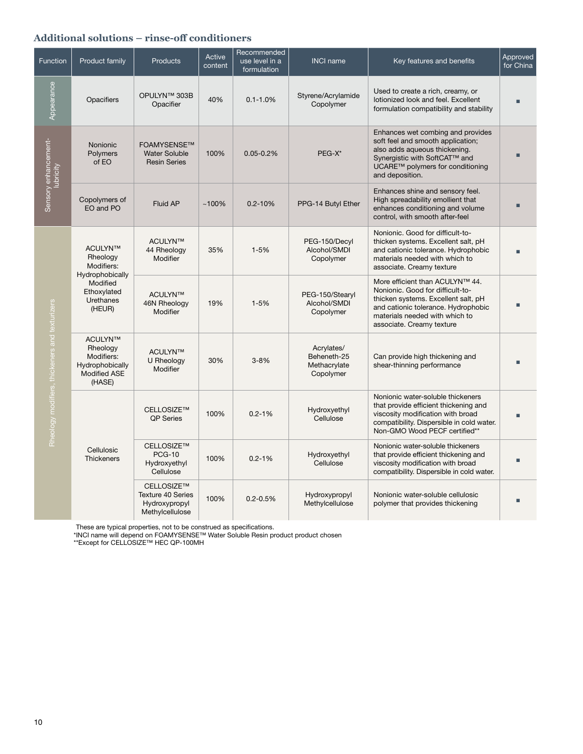### Additional solutions – rinse-off conditioners

| Function | Product family | Products | Active content | Recommended use level in a formulation | INCI name | Key features and benefits | Approved for China |
|---|---|---|---|---|---|---|---|
| Appearance | Opacifiers | OPULYN™ 303B Opacifier | 40% | 0.1-1.0% | Styrene/Acrylamide Copolymer | Used to create a rich, creamy, or lotionized look and feel. Excellent formulation compatibility and stability | ■ |
| Sensory enhancement-lubricity | Nonionic Polymers of EO | FOAMYSENSE™ Water Soluble Resin Series | 100% | 0.05-0.2% | PEG-X* | Enhances wet combing and provides soft feel and smooth application; also adds aqueous thickening. Synergistic with SoftCAT™ and UCARE™ polymers for conditioning and deposition. | ■ |
| | Copolymers of EO and PO | Fluid AP | ~100% | 0.2-10% | PPG-14 Butyl Ether | Enhances shine and sensory feel. High spreadability emollient that enhances conditioning and volume control, with smooth after-feel | ■ |
| Rheology modifiers, thickeners and texturizers | ACULYN™ Rheology Modifiers: Hydrophobically Modified Ethoxylated Urethanes (HEUR) | ACULYN™ 44 Rheology Modifier | 35% | 1-5% | PEG-150/Decyl Alcohol/SMDI Copolymer | Nonionic. Good for difficult-to-thicken systems. Excellent salt, pH and cationic tolerance. Hydrophobic materials needed with which to associate. Creamy texture | ■ |
| | | ACULYN™ 46N Rheology Modifier | 19% | 1-5% | PEG-150/Stearyl Alcohol/SMDI Copolymer | More efficient than ACULYN™ 44. Nonionic. Good for difficult-to-thicken systems. Excellent salt, pH and cationic tolerance. Hydrophobic materials needed with which to associate. Creamy texture | ■ |
| | ACULYN™ Rheology Modifiers: Hydrophobically Modified ASE (HASE) | ACULYN™ U Rheology Modifier | 30% | 3-8% | Acrylates/Beheneth-25 Methacrylate Copolymer | Can provide high thickening and shear-thinning performance | ■ |
| | Cellulosic Thickeners | CELLOSIZE™ QP Series | 100% | 0.2-1% | Hydroxyethyl Cellulose | Nonionic water-soluble thickeners that provide efficient thickening and viscosity modification with broad compatibility. Dispersible in cold water. Non-GMO Wood PECF certified** | ■ |
| | | CELLOSIZE™ PCG-10 Hydroxyethyl Cellulose | 100% | 0.2-1% | Hydroxyethyl Cellulose | Nonionic water-soluble thickeners that provide efficient thickening and viscosity modification with broad compatibility. Dispersible in cold water. | ■ |
| | | CELLOSIZE™ Texture 40 Series Hydroxypropyl Methylcellulose | 100% | 0.2-0.5% | Hydroxypropyl Methylcellulose | Nonionic water-soluble cellulosic polymer that provides thickening | ■ |

These are typical properties, not to be construed as specifications.
*INCI name will depend on FOAMYSENSE™ Water Soluble Resin product product chosen
**Except for CELLOSIZE™ HEC QP-100MH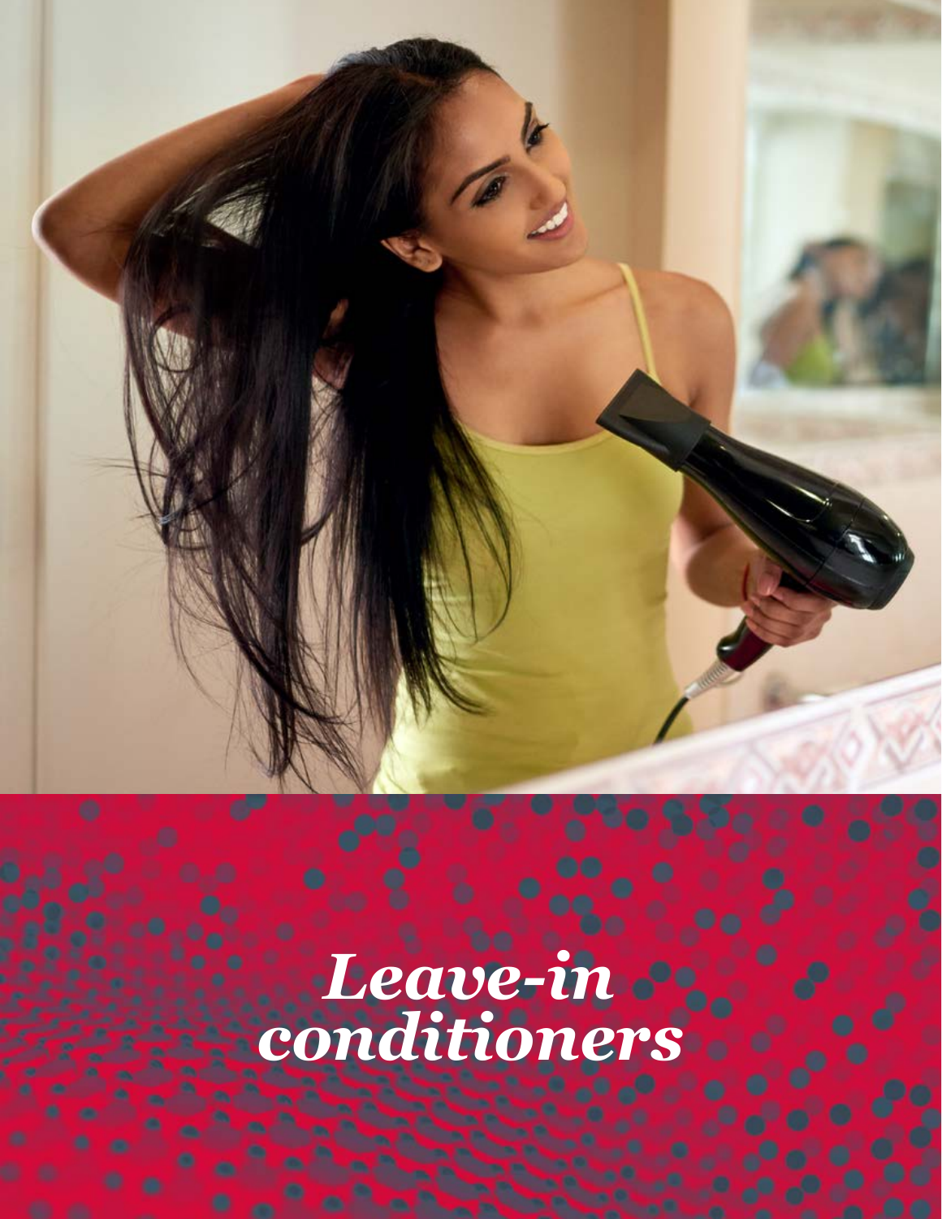# *Leave-in conditioners*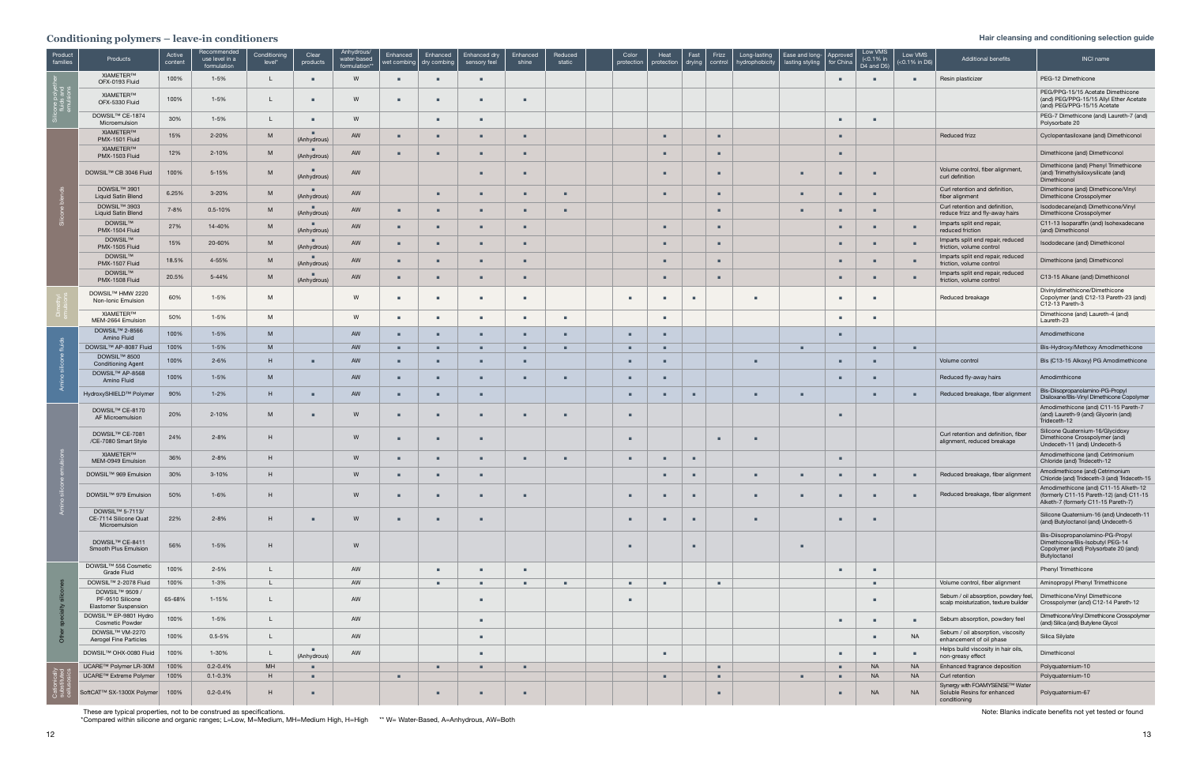## Conditioning polymers – leave-in conditioners

| Product families | Products | Active content | Recommended use level in a formulation | Conditioning level* | Clear products | Anhydrous/ water-based formulation** | Enhanced wet combing | Enhanced dry combing | Enhanced dry sensory feel | Enhanced shine | Reduced static | Color protection | Heat protection | Fast drying | Frizz control | Long-lasting hydrophobicity | Ease and long-lasting styling | Approved for China | Low VMS (<0.1% in D4 and D5) | Low VMS (<0.1% in D6) | Additional benefits | INCI name |
|---|---|---|---|---|---|---|---|---|---|---|---|---|---|---|---|---|---|---|---|---|---|---|
| Silicone polyether fluids and emulsions | XIAMETER™ OFX-0193 Fluid | 100% | 1-5% | L | ■ | W | ■ | ■ | ■ | | | | | | | | | ■ | ■ | ■ | Resin plasticizer | PEG-12 Dimethicone |
| | XIAMETER™ OFX-5330 Fluid | 100% | 1-5% | L | ■ | W | ■ | ■ | ■ | ■ | | | | | | | | | | | | PEG/PPG-15/15 Acetate Dimethicone (and) PEG/PPG-15/15 Allyl Ether Acetate (and) PEG/PPG-15/15 Acetate |
| | DOWSIL™ CE-1874 Microemulsion | 30% | 1-5% | L | ■ | W | | ■ | ■ | | | | | | | | | ■ | ■ | | | PEG-7 Dimethicone (and) Laureth-7 (and) Polysorbate 20 |
| Silicone blends | XIAMETER™ PMX-1501 Fluid | 15% | 2-20% | M | ■ (Anhydrous) | AW | ■ | ■ | ■ | ■ | | | ■ | | ■ | | | ■ | | | Reduced frizz | Cyclopentasiloxane (and) Dimethiconol |
| | XIAMETER™ PMX-1503 Fluid | 12% | 2-10% | M | ■ (Anhydrous) | AW | ■ | ■ | ■ | ■ | | | ■ | | ■ | | | ■ | | | | Dimethicone (and) Dimethiconol |
| | DOWSIL™ CB 3046 Fluid | 100% | 5-15% | M | ■ (Anhydrous) | AW | | | ■ | ■ | | | ■ | | ■ | | ■ | ■ | ■ | | Volume control, fiber alignment, curl definition | Dimethicone (and) Phenyl Trimethicone (and) Trimethylsiloxysilicate (and) Dimethiconol |
| | DOWSIL™ 3901 Liquid Satin Blend | 6.25% | 3-20% | M | ■ (Anhydrous) | AW | | ■ | ■ | ■ | ■ | | ■ | | ■ | | ■ | ■ | ■ | | Curl retention and definition, fiber alignment | Dimethicone (and) Dimethicone/Vinyl Dimethicone Crosspolymer |
| | DOWSIL™ 3903 Liquid Satin Blend | 7-8% | 0.5-10% | M | ■ (Anhydrous) | AW | ■ | ■ | ■ | ■ | ■ | | | | ■ | | ■ | ■ | ■ | | Curl retention and definition, reduce frizz and fly-away hairs | Isododecane(and) Dimethicone/Vinyl Dimethicone Crosspolymer |
| | DOWSIL™ PMX-1504 Fluid | 27% | 14-40% | M | ■ (Anhydrous) | AW | ■ | ■ | ■ | ■ | | | ■ | | ■ | | | ■ | ■ | ■ | Imparts split end repair, reduced friction | C11-13 Isoparaffin (and) Isohexadecane (and) Dimethiconol |
| | DOWSIL™ PMX-1505 Fluid | 15% | 20-60% | M | ■ (Anhydrous) | AW | ■ | ■ | ■ | ■ | | | ■ | | ■ | | | ■ | ■ | ■ | Imparts split end repair, reduced friction, volume control | Isododecane (and) Dimethiconol |
| | DOWSIL™ PMX-1507 Fluid | 18.5% | 4-55% | M | ■ (Anhydrous) | AW | ■ | ■ | ■ | ■ | | | ■ | | ■ | | | ■ | ■ | ■ | Imparts split end repair, reduced friction, volume control | Dimethicone (and) Dimethiconol |
| | DOWSIL™ PMX-1508 Fluid | 20.5% | 5-44% | M | ■ (Anhydrous) | AW | ■ | ■ | ■ | ■ | | | ■ | | ■ | | | ■ | ■ | ■ | Imparts split end repair, reduced friction, volume control | C13-15 Alkane (and) Dimethiconol |
| Dimethyl emulsions | DOWSIL™ HMW 2220 Non-Ionic Emulsion | 60% | 1-5% | M | | W | ■ | ■ | ■ | ■ | | ■ | ■ | ■ | | ■ | | ■ | ■ | | Reduced breakage | Divinyldimethicone/Dimethicone Copolymer (and) C12-13 Pareth-23 (and) C12-13 Pareth-3 |
| | XIAMETER™ MEM-2664 Emulsion | 50% | 1-5% | M | | W | ■ | ■ | ■ | ■ | ■ | | ■ | | | | | ■ | ■ | | | Dimethicone (and) Laureth-4 (and) Laureth-23 |
| Amino silicone fluids | DOWSIL™ 2-8566 Amino Fluid | 100% | 1-5% | M | | AW | ■ | ■ | ■ | ■ | ■ | ■ | ■ | | | | | ■ | | | | Amodimethicone |
| | DOWSIL™ AP-8087 Fluid | 100% | 1-5% | M | | AW | ■ | ■ | ■ | ■ | ■ | ■ | ■ | | | | ■ | | ■ | ■ | | Bis-Hydroxy/Methoxy Amodimethicone |
| | DOWSIL™ 8500 Conditioning Agent | 100% | 2-6% | H | ■ | AW | ■ | ■ | ■ | ■ | | ■ | ■ | | | ■ | | ■ | ■ | | Volume control | Bis (C13-15 Alkoxy) PG Amodimethicone |
| | DOWSIL™ AP-8568 Amino Fluid | 100% | 1-5% | M | | AW | ■ | ■ | ■ | ■ | ■ | ■ | ■ | | | | | ■ | ■ | | Reduced fly-away hairs | Amodimthicone |
| | HydroxySHIELD™ Polymer | 90% | 1-2% | H | ■ | AW | ■ | ■ | ■ | | | ■ | ■ | ■ | | ■ | ■ | | ■ | ■ | Reduced breakage, fiber alignment | Bis-Diisopropanolamino-PG-Propyl Disiloxane/Bis-Vinyl Dimethicone Copolymer |
| Amino silicone emulsions | DOWSIL™ CE-8170 AF Microemulsion | 20% | 2-10% | M | ■ | W | ■ | ■ | ■ | ■ | ■ | ■ | | | | | | ■ | | | | Amodimethicone (and) C11-15 Pareth-7 (and) Laureth-9 (and) Glycerin (and) Trideceth-12 |
| | DOWSIL™ CE-7081 /CE-7080 Smart Style | 24% | 2-8% | H | | W | ■ | ■ | ■ | | | ■ | | | ■ | ■ | | | | | Curl retention and definition, fiber alignment, reduced breakage | Silicone Quaternium-16/Glycidoxy Dimethicone Crosspolymer (and) Undeceth-11 (and) Undeceth-5 |
| | XIAMETER™ MEM-0949 Emulsion | 36% | 2-8% | H | | W | ■ | ■ | ■ | ■ | ■ | ■ | ■ | ■ | | | | ■ | | | | Amodimethicone (and) Cetrimonium Chloride (and) Trideceth-12 |
| | DOWSIL™ 969 Emulsion | 30% | 3-10% | H | | W | ■ | ■ | ■ | | | | ■ | ■ | | ■ | ■ | ■ | ■ | ■ | Reduced breakage, fiber alignment | Amodimethicone (and) Cetrimonium Chloride (and) Trideceth-12 (and) Trideceth-15 |
| | DOWSIL™ 979 Emulsion | 50% | 1-6% | H | | W | ■ | ■ | ■ | ■ | | ■ | ■ | ■ | | ■ | ■ | ■ | ■ | ■ | Reduced breakage, fiber alignment | Amodimethicone (and) C11-15 Alketh-12 (formerly C11-15 Pareth-12) (and) C11-15 Alketh-7 (formerly C11-15 Pareth-7) |
| | DOWSIL™ 5-7113/ CE-7114 Silicone Quat Microemulsion | 22% | 2-8% | H | ■ | W | ■ | ■ | ■ | | | ■ | ■ | ■ | | ■ | | ■ | ■ | | | Silicone Quaternium-16 (and) Undeceth-11 (and) Butyloctanol (and) Undeceth-5 |
| | DOWSIL™ CE-8411 Smooth Plus Emulsion | 56% | 1-5% | H | | W | | | | | | ■ | | ■ | | | ■ | | | | | Bis-Diisopropanolamino-PG-Propyl Dimethicone/Bis-Isobutyl PEG-14 Copolymer (and) Polysorbate 20 (and) Butyloctanol |
| Other specialty silicones | DOWSIL™ 556 Cosmetic Grade Fluid | 100% | 2-5% | L | | AW | | ■ | ■ | ■ | | | | | | | | ■ | ■ | | | Phenyl Trimethicone |
| | DOWSIL™ 2-2078 Fluid | 100% | 1-3% | L | | AW | | ■ | ■ | ■ | ■ | ■ | ■ | | ■ | | | | ■ | | Volume control, fiber alignment | Aminopropyl Phenyl Trimethicone |
| | DOWSIL™ 9509 / PF-9510 Silicone Elastomer Suspension | 65-68% | 1-15% | L | | AW | | | ■ | | | ■ | | | | | | | ■ | | Sebum / oil absorption, powdery feel, scalp moisturization, texture builder | Dimethicone/Vinyl Dimethicone Crosspolymer (and) C12-14 Pareth-12 |
| | DOWSIL™ EP-9801 Hydro Cosmetic Powder | 100% | 1-5% | L | | AW | | | ■ | | | | | | | | | ■ | ■ | ■ | Sebum absorption, powdery feel | Dimethicone/Vinyl Dimethicone Crosspolymer (and) Silica (and) Butylene Glycol |
| | DOWSIL™ VM-2270 Aerogel Fine Particles | 100% | 0.5-5% | L | | AW | | | ■ | | | | | | | | | | ■ | NA | Sebum / oil absorption, viscosity enhancement of oil phase | Silica Silylate |
| | DOWSIL™ OHX-0080 Fluid | 100% | 1-30% | L | ■ (Anhydrous) | AW | | | ■ | | | | ■ | | | | | ■ | ■ | ■ | Helps build viscosity in hair oils, non-greasy effect | Dimethiconol |
| Cationically substituted celluloses | UCARE™ Polymer LR-30M | 100% | 0.2-0.4% | MH | ■ | | | ■ | ■ | ■ | | | | | ■ | | | ■ | NA | NA | Enhanced fragrance deposition | Polyquaternium-10 |
| | UCARE™ Extreme Polymer | 100% | 0.1-0.3% | H | ■ | | ■ | | | | | | ■ | | ■ | | ■ | ■ | NA | NA | Curl retention | Polyquaternium-10 |
| | SoftCAT™ SX-1300X Polymer | 100% | 0.2-0.4% | H | ■ | | | ■ | ■ | ■ | | | | | ■ | | | ■ | NA | NA | Synergy with FOAMYSENSE™ Water Soluble Resins for enhanced conditioning | Polyquaternium-67 |

These are typical properties, not to be construed as specifications.

*Compared within silicone and organic ranges; L=Low, M=Medium, MH=Medium High, H=High ** W= Water-Based, A=Anhydrous, AW=Both

Note: Blanks indicate benefits not yet tested or found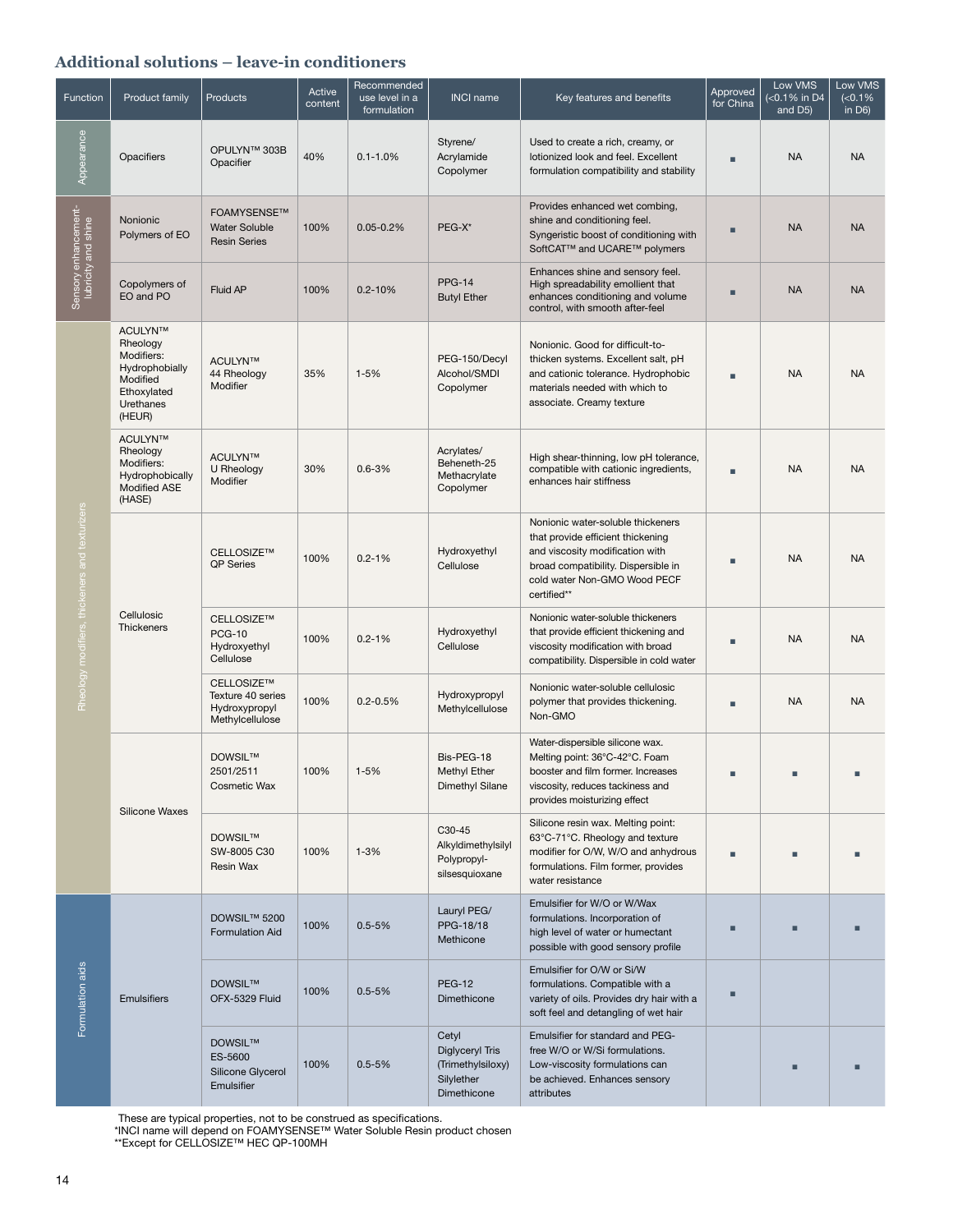## Additional solutions – leave-in conditioners

| Function | Product family | Products | Active content | Recommended use level in a formulation | INCI name | Key features and benefits | Approved for China | Low VMS (<0.1% in D4 and D5) | Low VMS (<0.1% in D6) |
|---|---|---|---|---|---|---|---|---|---|
| Appearance | Opacifiers | OPULYN™ 303B Opacifier | 40% | 0.1-1.0% | Styrene/ Acrylamide Copolymer | Used to create a rich, creamy, or lotionized look and feel. Excellent formulation compatibility and stability | ■ | NA | NA |
| Sensory enhancement- lubricity and shine | Nonionic Polymers of EO | FOAMYSENSE™ Water Soluble Resin Series | 100% | 0.05-0.2% | PEG-X* | Provides enhanced wet combing, shine and conditioning feel. Syngeristic boost of conditioning with SoftCAT™ and UCARE™ polymers | ■ | NA | NA |
| | Copolymers of EO and PO | Fluid AP | 100% | 0.2-10% | PPG-14 Butyl Ether | Enhances shine and sensory feel. High spreadability emollient that enhances conditioning and volume control, with smooth after-feel | ■ | NA | NA |
| Rheology modifiers, thickeners and texturizers | ACULYN™ Rheology Modifiers: Hydrophobially Modified Ethoxylated Urethanes (HEUR) | ACULYN™ 44 Rheology Modifier | 35% | 1-5% | PEG-150/Decyl Alcohol/SMDI Copolymer | Nonionic. Good for difficult-to-thicken systems. Excellent salt, pH and cationic tolerance. Hydrophobic materials needed with which to associate. Creamy texture | ■ | NA | NA |
| | ACULYN™ Rheology Modifiers: Hydrophobically Modified ASE (HASE) | ACULYN™ U Rheology Modifier | 30% | 0.6-3% | Acrylates/ Beheneth-25 Methacrylate Copolymer | High shear-thinning, low pH tolerance, compatible with cationic ingredients, enhances hair stiffness | ■ | NA | NA |
| | Cellulosic Thickeners | CELLOSIZE™ QP Series | 100% | 0.2-1% | Hydroxyethyl Cellulose | Nonionic water-soluble thickeners that provide efficient thickening and viscosity modification with broad compatibility. Dispersible in cold water Non-GMO Wood PECF certified** | ■ | NA | NA |
| | | CELLOSIZE™ PCG-10 Hydroxyethyl Cellulose | 100% | 0.2-1% | Hydroxyethyl Cellulose | Nonionic water-soluble thickeners that provide efficient thickening and viscosity modification with broad compatibility. Dispersible in cold water | ■ | NA | NA |
| | | CELLOSIZE™ Texture 40 series Hydroxypropyl Methylcellulose | 100% | 0.2-0.5% | Hydroxypropyl Methylcellulose | Nonionic water-soluble cellulosic polymer that provides thickening. Non-GMO | ■ | NA | NA |
| | Silicone Waxes | DOWSIL™ 2501/2511 Cosmetic Wax | 100% | 1-5% | Bis-PEG-18 Methyl Ether Dimethyl Silane | Water-dispersible silicone wax. Melting point: 36°C-42°C. Foam booster and film former. Increases viscosity, reduces tackiness and provides moisturizing effect | ■ | ■ | ■ |
| | | DOWSIL™ SW-8005 C30 Resin Wax | 100% | 1-3% | C30-45 Alkyldimethylsilyl Polypropyl-silsesquioxane | Silicone resin wax. Melting point: 63°C-71°C. Rheology and texture modifier for O/W, W/O and anhydrous formulations. Film former, provides water resistance | ■ | ■ | ■ |
| Formulation aids | Emulsifiers | DOWSIL™ 5200 Formulation Aid | 100% | 0.5-5% | Lauryl PEG/ PPG-18/18 Methicone | Emulsifier for W/O or W/Wax formulations. Incorporation of high level of water or humectant possible with good sensory profile | ■ | ■ | ■ |
| | | DOWSIL™ OFX-5329 Fluid | 100% | 0.5-5% | PEG-12 Dimethicone | Emulsifier for O/W or Si/W formulations. Compatible with a variety of oils. Provides dry hair with a soft feel and detangling of wet hair | ■ | | |
| | | DOWSIL™ ES-5600 Silicone Glycerol Emulsifier | 100% | 0.5-5% | Cetyl Diglyceryl Tris (Trimethylsiloxy) Silylether Dimethicone | Emulsifier for standard and PEG-free W/O or W/Si formulations. Low-viscosity formulations can be achieved. Enhances sensory attributes | | ■ | ■ |

These are typical properties, not to be construed as specifications.
*INCI name will depend on FOAMYSENSE™ Water Soluble Resin product chosen
**Except for CELLOSIZE™ HEC QP-100MH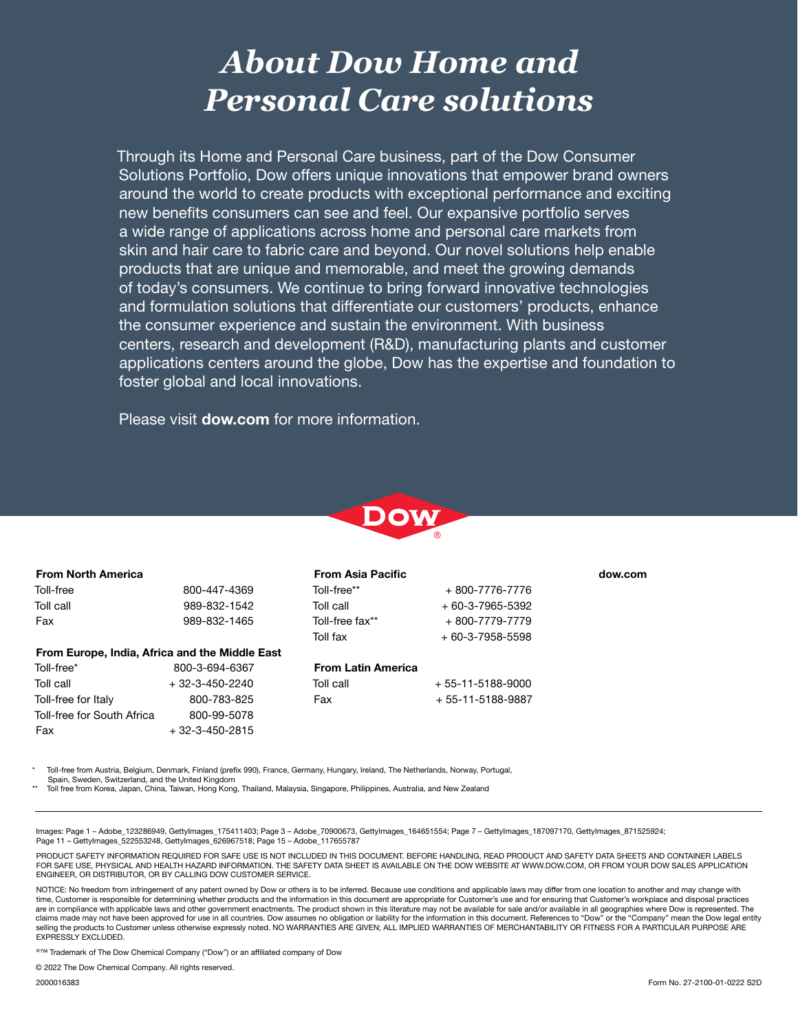# *About Dow Home and Personal Care solutions*

Through its Home and Personal Care business, part of the Dow Consumer Solutions Portfolio, Dow offers unique innovations that empower brand owners around the world to create products with exceptional performance and exciting new benefits consumers can see and feel. Our expansive portfolio serves a wide range of applications across home and personal care markets from skin and hair care to fabric care and beyond. Our novel solutions help enable products that are unique and memorable, and meet the growing demands of today's consumers. We continue to bring forward innovative technologies and formulation solutions that differentiate our customers' products, enhance the consumer experience and sustain the environment. With business centers, research and development (R&D), manufacturing plants and customer applications centers around the globe, Dow has the expertise and foundation to foster global and local innovations.

Please visit **dow.com** for more information.

**From North America**

| | |
|---|---|
| Toll-free | 800-447-4369 |
| Toll call | 989-832-1542 |
| Fax | 989-832-1465 |

**From Europe, India, Africa and the Middle East**

| | |
|---|---|
| Toll-free* | 800-3-694-6367 |
| Toll call | + 32-3-450-2240 |
| Toll-free for Italy | 800-783-825 |
| Toll-free for South Africa | 800-99-5078 |
| Fax | + 32-3-450-2815 |

**From Asia Pacific**

| | |
|---|---|
| Toll-free** | + 800-7776-7776 |
| Toll call | + 60-3-7965-5392 |
| Toll-free fax** | + 800-7779-7779 |
| Toll fax | + 60-3-7958-5598 |

**From Latin America**

| | |
|---|---|
| Toll call | + 55-11-5188-9000 |
| Fax | + 55-11-5188-9887 |

**dow.com**

\* Toll-free from Austria, Belgium, Denmark, Finland (prefix 990), France, Germany, Hungary, Ireland, The Netherlands, Norway, Portugal, Spain, Sweden, Switzerland, and the United Kingdom

\** Toll free from Korea, Japan, China, Taiwan, Hong Kong, Thailand, Malaysia, Singapore, Philippines, Australia, and New Zealand

Images: Page 1 – Adobe_123286949, GettyImages_175411403; Page 3 – Adobe_70900673, GettyImages_164651554; Page 7 – GettyImages_187097170, GettyImages_871525924; Page 11 – GettyImages_522553248, GettyImages_626967518; Page 15 – Adobe_117655787

PRODUCT SAFETY INFORMATION REQUIRED FOR SAFE USE IS NOT INCLUDED IN THIS DOCUMENT. BEFORE HANDLING, READ PRODUCT AND SAFETY DATA SHEETS AND CONTAINER LABELS FOR SAFE USE, PHYSICAL AND HEALTH HAZARD INFORMATION. THE SAFETY DATA SHEET IS AVAILABLE ON THE DOW WEBSITE AT WWW.DOW.COM, OR FROM YOUR DOW SALES APPLICATION ENGINEER, OR DISTRIBUTOR, OR BY CALLING DOW CUSTOMER SERVICE.

NOTICE: No freedom from infringement of any patent owned by Dow or others is to be inferred. Because use conditions and applicable laws may differ from one location to another and may change with time, Customer is responsible for determining whether products and the information in this document are appropriate for Customer's use and for ensuring that Customer's workplace and disposal practices are in compliance with applicable laws and other government enactments. The product shown in this literature may not be available for sale and/or available in all geographies where Dow is represented. The claims made may not have been approved for use in all countries. Dow assumes no obligation or liability for the information in this document. References to "Dow" or the "Company" mean the Dow legal entity selling the products to Customer unless otherwise expressly noted. NO WARRANTIES ARE GIVEN; ALL IMPLIED WARRANTIES OF MERCHANTABILITY OR FITNESS FOR A PARTICULAR PURPOSE ARE EXPRESSLY EXCLUDED.

®™ Trademark of The Dow Chemical Company ("Dow") or an affiliated company of Dow

© 2022 The Dow Chemical Company. All rights reserved.

2000016383

Form No. 27-2100-01-0222 S2D